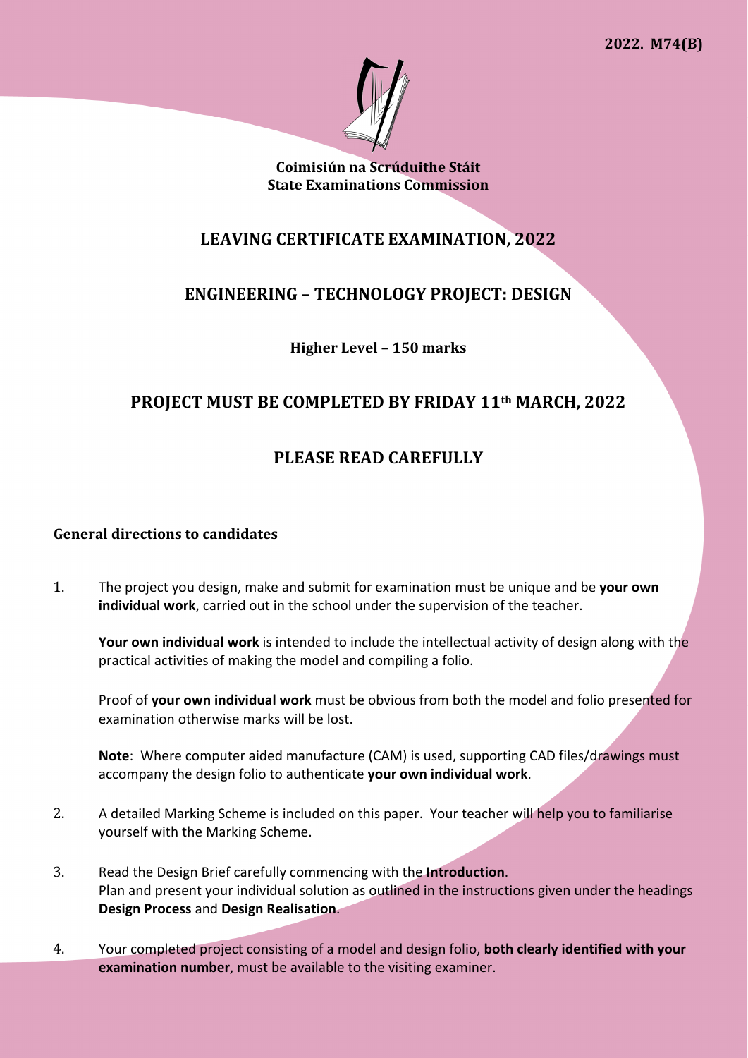2022. M74(B)

**Coimisiún na Scrúduithe Stáit**
**State Examinations Commission**

# LEAVING CERTIFICATE EXAMINATION, 2022

# ENGINEERING – TECHNOLOGY PROJECT: DESIGN

**Higher Level – 150 marks**

## PROJECT MUST BE COMPLETED BY FRIDAY 11th MARCH, 2022

## PLEASE READ CAREFULLY

### General directions to candidates

1. The project you design, make and submit for examination must be unique and be **your own individual work**, carried out in the school under the supervision of the teacher.

   **Your own individual work** is intended to include the intellectual activity of design along with the practical activities of making the model and compiling a folio.

   Proof of **your own individual work** must be obvious from both the model and folio presented for examination otherwise marks will be lost.

   **Note**: Where computer aided manufacture (CAM) is used, supporting CAD files/drawings must accompany the design folio to authenticate **your own individual work**.

2. A detailed Marking Scheme is included on this paper. Your teacher will help you to familiarise yourself with the Marking Scheme.

3. Read the Design Brief carefully commencing with the **Introduction**. Plan and present your individual solution as outlined in the instructions given under the headings **Design Process** and **Design Realisation**.

4. Your completed project consisting of a model and design folio, **both clearly identified with your examination number**, must be available to the visiting examiner.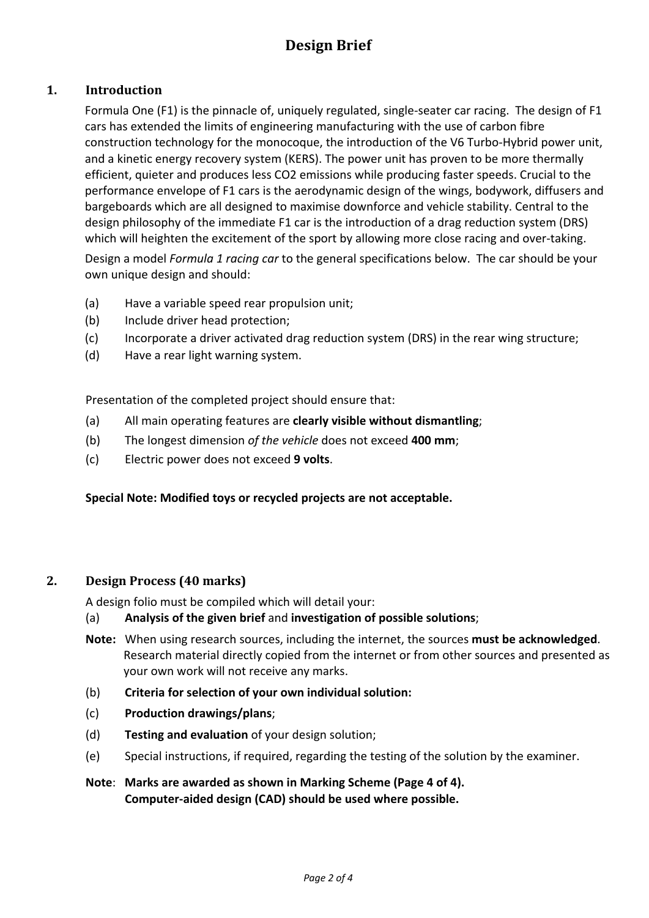# Design Brief

## 1. Introduction

Formula One (F1) is the pinnacle of, uniquely regulated, single-seater car racing. The design of F1 cars has extended the limits of engineering manufacturing with the use of carbon fibre construction technology for the monocoque, the introduction of the V6 Turbo-Hybrid power unit, and a kinetic energy recovery system (KERS). The power unit has proven to be more thermally efficient, quieter and produces less $CO_2$ emissions while producing faster speeds. Crucial to the performance envelope of F1 cars is the aerodynamic design of the wings, bodywork, diffusers and bargeboards which are all designed to maximise downforce and vehicle stability. Central to the design philosophy of the immediate F1 car is the introduction of a drag reduction system (DRS) which will heighten the excitement of the sport by allowing more close racing and over-taking.

Design a model *Formula 1 racing car* to the general specifications below. The car should be your own unique design and should:

(a) Have a variable speed rear propulsion unit;

(b) Include driver head protection;

(c) Incorporate a driver activated drag reduction system (DRS) in the rear wing structure;

(d) Have a rear light warning system.

Presentation of the completed project should ensure that:

(a) All main operating features are **clearly visible without dismantling**;

(b) The longest dimension *of the vehicle* does not exceed **400 mm**;

(c) Electric power does not exceed **9 volts**.

**Special Note: Modified toys or recycled projects are not acceptable.**

## 2. Design Process (40 marks)

A design folio must be compiled which will detail your:

(a) **Analysis of the given brief** and **investigation of possible solutions**;

**Note:** When using research sources, including the internet, the sources **must be acknowledged**. Research material directly copied from the internet or from other sources and presented as your own work will not receive any marks.

(b) **Criteria for selection of your own individual solution:**

(c) **Production drawings/plans**;

(d) **Testing and evaluation** of your design solution;

(e) Special instructions, if required, regarding the testing of the solution by the examiner.

**Note**: **Marks are awarded as shown in Marking Scheme (Page 4 of 4).**
**Computer-aided design (CAD) should be used where possible.**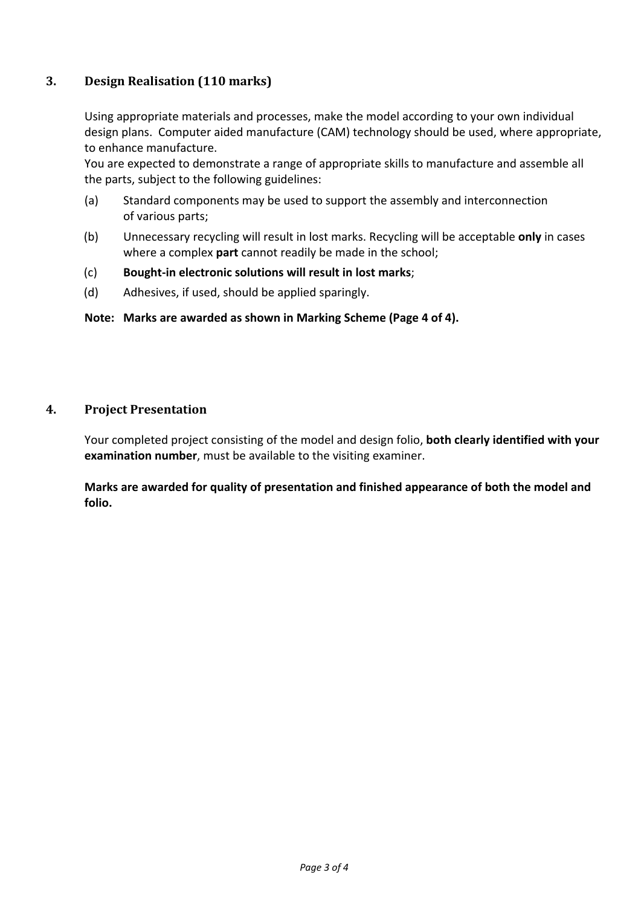## 3. Design Realisation (110 marks)

Using appropriate materials and processes, make the model according to your own individual design plans. Computer aided manufacture (CAM) technology should be used, where appropriate, to enhance manufacture.
You are expected to demonstrate a range of appropriate skills to manufacture and assemble all the parts, subject to the following guidelines:

(a) Standard components may be used to support the assembly and interconnection of various parts;

(b) Unnecessary recycling will result in lost marks. Recycling will be acceptable **only** in cases where a complex **part** cannot readily be made in the school;

(c) **Bought-in electronic solutions will result in lost marks**;

(d) Adhesives, if used, should be applied sparingly.

**Note: Marks are awarded as shown in Marking Scheme (Page 4 of 4).**

## 4. Project Presentation

Your completed project consisting of the model and design folio, **both clearly identified with your examination number**, must be available to the visiting examiner.

**Marks are awarded for quality of presentation and finished appearance of both the model and folio.**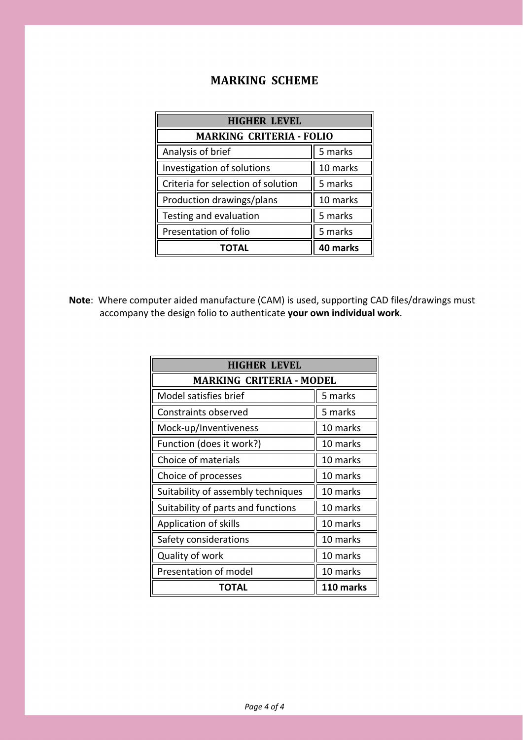# MARKING SCHEME

| HIGHER LEVEL | |
|---|---|
| **MARKING CRITERIA - FOLIO** | |
| Analysis of brief | 5 marks |
| Investigation of solutions | 10 marks |
| Criteria for selection of solution | 5 marks |
| Production drawings/plans | 10 marks |
| Testing and evaluation | 5 marks |
| Presentation of folio | 5 marks |
| **TOTAL** | **40 marks** |

**Note**: Where computer aided manufacture (CAM) is used, supporting CAD files/drawings must accompany the design folio to authenticate **your own individual work**.

| HIGHER LEVEL | |
|---|---|
| **MARKING CRITERIA - MODEL** | |
| Model satisfies brief | 5 marks |
| Constraints observed | 5 marks |
| Mock-up/Inventiveness | 10 marks |
| Function (does it work?) | 10 marks |
| Choice of materials | 10 marks |
| Choice of processes | 10 marks |
| Suitability of assembly techniques | 10 marks |
| Suitability of parts and functions | 10 marks |
| Application of skills | 10 marks |
| Safety considerations | 10 marks |
| Quality of work | 10 marks |
| Presentation of model | 10 marks |
| **TOTAL** | **110 marks** |